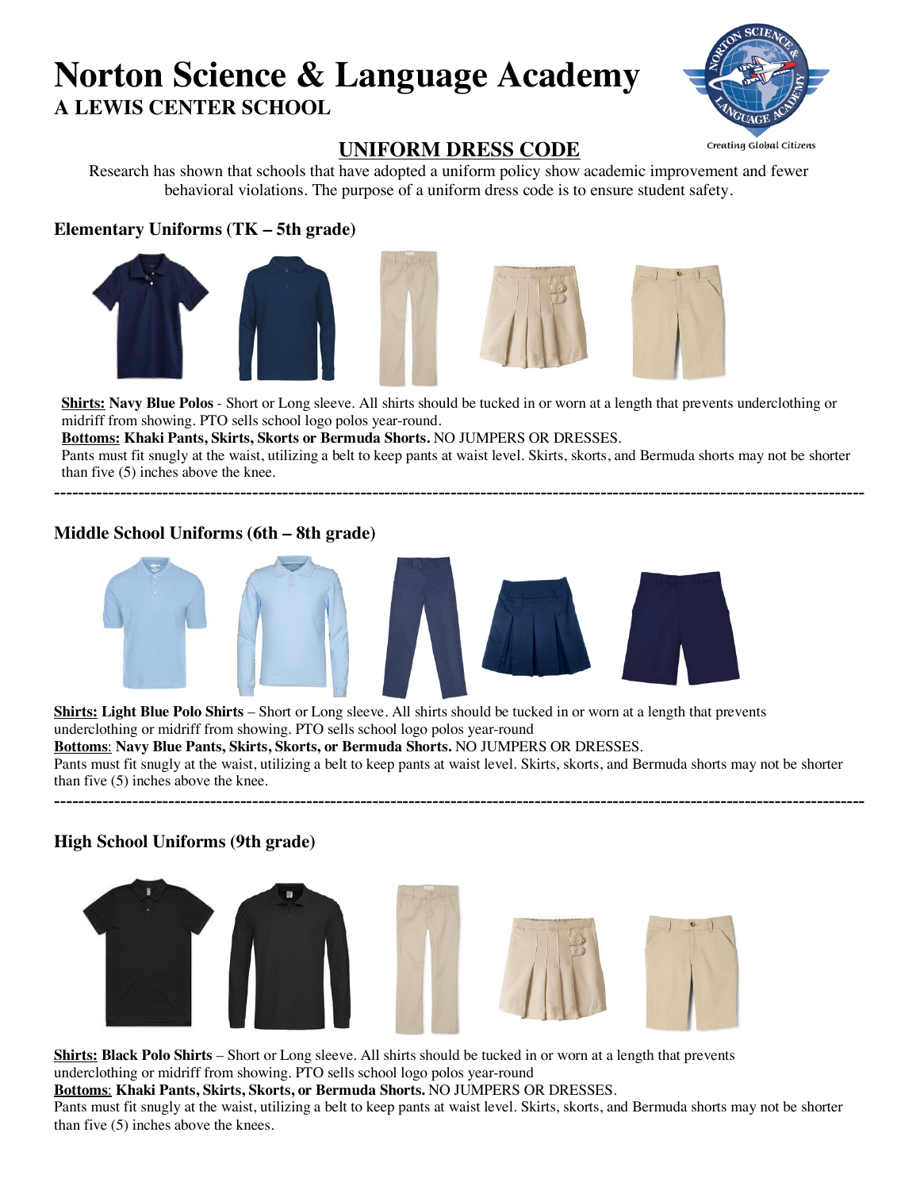# Norton Science & Language Academy

## A LEWIS CENTER SCHOOL

Creating Global Citizens

## UNIFORM DRESS CODE

Research has shown that schools that have adopted a uniform policy show academic improvement and fewer behavioral violations. The purpose of a uniform dress code is to ensure student safety.

### Elementary Uniforms (TK – 5th grade)

**Shirts: Navy Blue Polos** - Short or Long sleeve. All shirts should be tucked in or worn at a length that prevents underclothing or midriff from showing. PTO sells school logo polos year-round.

**Bottoms: Khaki Pants, Skirts, Skorts or Bermuda Shorts.** NO JUMPERS OR DRESSES.

Pants must fit snugly at the waist, utilizing a belt to keep pants at waist level. Skirts, skorts, and Bermuda shorts may not be shorter than five (5) inches above the knee.

---

### Middle School Uniforms (6th – 8th grade)

**Shirts: Light Blue Polo Shirts** – Short or Long sleeve. All shirts should be tucked in or worn at a length that prevents underclothing or midriff from showing. PTO sells school logo polos year-round

**Bottoms: Navy Blue Pants, Skirts, Skorts, or Bermuda Shorts.** NO JUMPERS OR DRESSES.

Pants must fit snugly at the waist, utilizing a belt to keep pants at waist level. Skirts, skorts, and Bermuda shorts may not be shorter than five (5) inches above the knee.

---

### High School Uniforms (9th grade)

**Shirts: Black Polo Shirts** – Short or Long sleeve. All shirts should be tucked in or worn at a length that prevents underclothing or midriff from showing. PTO sells school logo polos year-round

**Bottoms: Khaki Pants, Skirts, Skorts, or Bermuda Shorts.** NO JUMPERS OR DRESSES.

Pants must fit snugly at the waist, utilizing a belt to keep pants at waist level. Skirts, skorts, and Bermuda shorts may not be shorter than five (5) inches above the knees.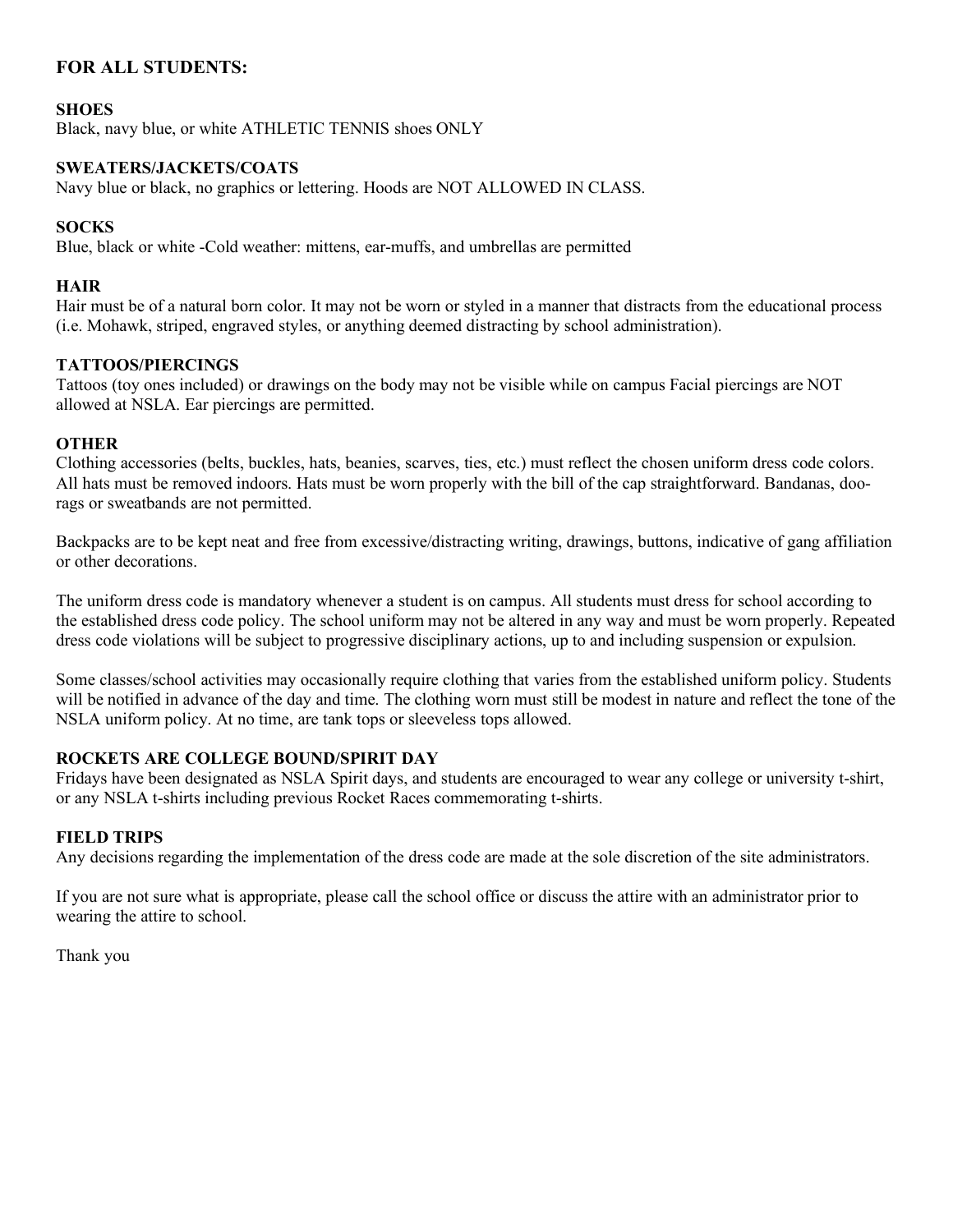## FOR ALL STUDENTS:

**SHOES**
Black, navy blue, or white ATHLETIC TENNIS shoes ONLY

**SWEATERS/JACKETS/COATS**
Navy blue or black, no graphics or lettering. Hoods are NOT ALLOWED IN CLASS.

**SOCKS**
Blue, black or white -Cold weather: mittens, ear-muffs, and umbrellas are permitted

**HAIR**
Hair must be of a natural born color. It may not be worn or styled in a manner that distracts from the educational process (i.e. Mohawk, striped, engraved styles, or anything deemed distracting by school administration).

**TATTOOS/PIERCINGS**
Tattoos (toy ones included) or drawings on the body may not be visible while on campus Facial piercings are NOT allowed at NSLA. Ear piercings are permitted.

**OTHER**
Clothing accessories (belts, buckles, hats, beanies, scarves, ties, etc.) must reflect the chosen uniform dress code colors. All hats must be removed indoors. Hats must be worn properly with the bill of the cap straightforward. Bandanas, doo-rags or sweatbands are not permitted.

Backpacks are to be kept neat and free from excessive/distracting writing, drawings, buttons, indicative of gang affiliation or other decorations.

The uniform dress code is mandatory whenever a student is on campus. All students must dress for school according to the established dress code policy. The school uniform may not be altered in any way and must be worn properly. Repeated dress code violations will be subject to progressive disciplinary actions, up to and including suspension or expulsion.

Some classes/school activities may occasionally require clothing that varies from the established uniform policy. Students will be notified in advance of the day and time. The clothing worn must still be modest in nature and reflect the tone of the NSLA uniform policy. At no time, are tank tops or sleeveless tops allowed.

**ROCKETS ARE COLLEGE BOUND/SPIRIT DAY**
Fridays have been designated as NSLA Spirit days, and students are encouraged to wear any college or university t-shirt, or any NSLA t-shirts including previous Rocket Races commemorating t-shirts.

**FIELD TRIPS**
Any decisions regarding the implementation of the dress code are made at the sole discretion of the site administrators.

If you are not sure what is appropriate, please call the school office or discuss the attire with an administrator prior to wearing the attire to school.

Thank you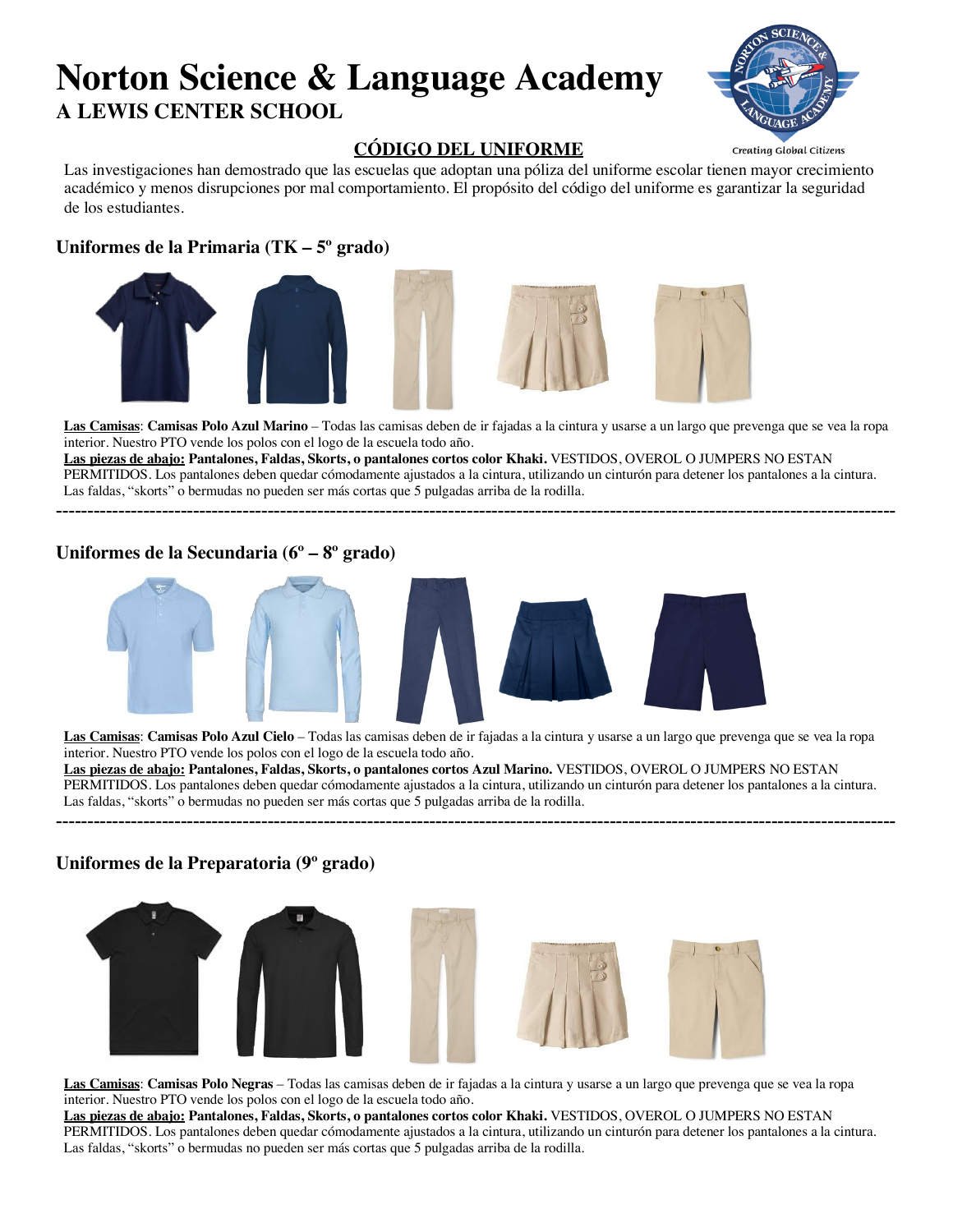# Norton Science & Language Academy

## A LEWIS CENTER SCHOOL

Creating Global Citizens

## CÓDIGO DEL UNIFORME

Las investigaciones han demostrado que las escuelas que adoptan una póliza del uniforme escolar tienen mayor crecimiento académico y menos disrupciones por mal comportamiento. El propósito del código del uniforme es garantizar la seguridad de los estudiantes.

### Uniformes de la Primaria (TK – 5º grado)

**Las Camisas**: **Camisas Polo Azul Marino** – Todas las camisas deben de ir fajadas a la cintura y usarse a un largo que prevenga que se vea la ropa interior. Nuestro PTO vende los polos con el logo de la escuela todo año.

**Las piezas de abajo: Pantalones, Faldas, Skorts, o pantalones cortos color Khaki.** VESTIDOS, OVEROL O JUMPERS NO ESTAN PERMITIDOS. Los pantalones deben quedar cómodamente ajustados a la cintura, utilizando un cinturón para detener los pantalones a la cintura. Las faldas, "skorts" o bermudas no pueden ser más cortas que 5 pulgadas arriba de la rodilla.

---

### Uniformes de la Secundaria (6º – 8º grado)

**Las Camisas**: **Camisas Polo Azul Cielo** – Todas las camisas deben de ir fajadas a la cintura y usarse a un largo que prevenga que se vea la ropa interior. Nuestro PTO vende los polos con el logo de la escuela todo año.

**Las piezas de abajo: Pantalones, Faldas, Skorts, o pantalones cortos Azul Marino.** VESTIDOS, OVEROL O JUMPERS NO ESTAN PERMITIDOS. Los pantalones deben quedar cómodamente ajustados a la cintura, utilizando un cinturón para detener los pantalones a la cintura. Las faldas, "skorts" o bermudas no pueden ser más cortas que 5 pulgadas arriba de la rodilla.

---

### Uniformes de la Preparatoria (9º grado)

**Las Camisas**: **Camisas Polo Negras** – Todas las camisas deben de ir fajadas a la cintura y usarse a un largo que prevenga que se vea la ropa interior. Nuestro PTO vende los polos con el logo de la escuela todo año.

**Las piezas de abajo: Pantalones, Faldas, Skorts, o pantalones cortos color Khaki.** VESTIDOS, OVEROL O JUMPERS NO ESTAN PERMITIDOS. Los pantalones deben quedar cómodamente ajustados a la cintura, utilizando un cinturón para detener los pantalones a la cintura. Las faldas, "skorts" o bermudas no pueden ser más cortas que 5 pulgadas arriba de la rodilla.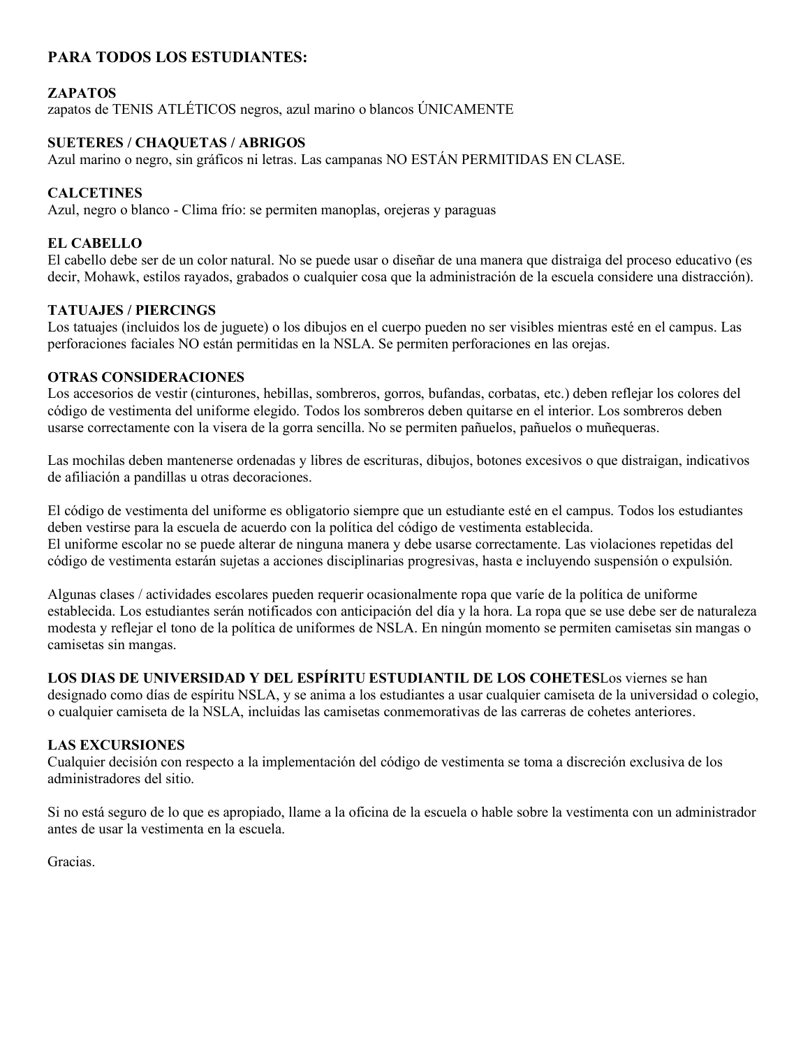## PARA TODOS LOS ESTUDIANTES:

**ZAPATOS**
zapatos de TENIS ATLÉTICOS negros, azul marino o blancos ÚNICAMENTE

**SUETERES / CHAQUETAS / ABRIGOS**
Azul marino o negro, sin gráficos ni letras. Las campanas NO ESTÁN PERMITIDAS EN CLASE.

**CALCETINES**
Azul, negro o blanco - Clima frío: se permiten manoplas, orejeras y paraguas

**EL CABELLO**
El cabello debe ser de un color natural. No se puede usar o diseñar de una manera que distraiga del proceso educativo (es decir, Mohawk, estilos rayados, grabados o cualquier cosa que la administración de la escuela considere una distracción).

**TATUAJES / PIERCINGS**
Los tatuajes (incluidos los de juguete) o los dibujos en el cuerpo pueden no ser visibles mientras esté en el campus. Las perforaciones faciales NO están permitidas en la NSLA. Se permiten perforaciones en las orejas.

**OTRAS CONSIDERACIONES**
Los accesorios de vestir (cinturones, hebillas, sombreros, gorros, bufandas, corbatas, etc.) deben reflejar los colores del código de vestimenta del uniforme elegido. Todos los sombreros deben quitarse en el interior. Los sombreros deben usarse correctamente con la visera de la gorra sencilla. No se permiten pañuelos, pañuelos o muñequeras.

Las mochilas deben mantenerse ordenadas y libres de escrituras, dibujos, botones excesivos o que distraigan, indicativos de afiliación a pandillas u otras decoraciones.

El código de vestimenta del uniforme es obligatorio siempre que un estudiante esté en el campus. Todos los estudiantes deben vestirse para la escuela de acuerdo con la política del código de vestimenta establecida.
El uniforme escolar no se puede alterar de ninguna manera y debe usarse correctamente. Las violaciones repetidas del código de vestimenta estarán sujetas a acciones disciplinarias progresivas, hasta e incluyendo suspensión o expulsión.

Algunas clases / actividades escolares pueden requerir ocasionalmente ropa que varíe de la política de uniforme establecida. Los estudiantes serán notificados con anticipación del día y la hora. La ropa que se use debe ser de naturaleza modesta y reflejar el tono de la política de uniformes de NSLA. En ningún momento se permiten camisetas sin mangas o camisetas sin mangas.

**LOS DIAS DE UNIVERSIDAD Y DEL ESPÍRITU ESTUDIANTIL DE LOS COHETES**Los viernes se han designado como días de espíritu NSLA, y se anima a los estudiantes a usar cualquier camiseta de la universidad o colegio, o cualquier camiseta de la NSLA, incluidas las camisetas conmemorativas de las carreras de cohetes anteriores.

**LAS EXCURSIONES**
Cualquier decisión con respecto a la implementación del código de vestimenta se toma a discreción exclusiva de los administradores del sitio.

Si no está seguro de lo que es apropiado, llame a la oficina de la escuela o hable sobre la vestimenta con un administrador antes de usar la vestimenta en la escuela.

Gracias.